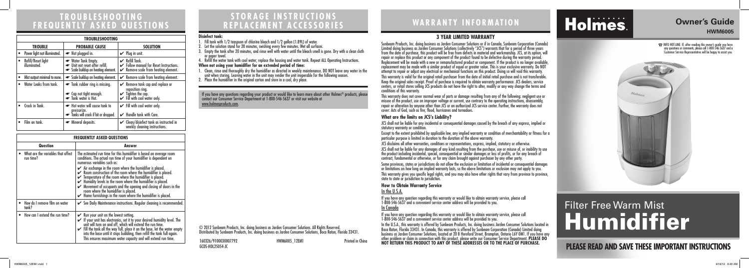# TROUBLESHOOTING FREQUENTLY ASKED QUESTIONS

| TROUBLESHOOTING | | |
|---|---|---|
| **TROUBLE** | **PROBABLE CAUSE** | **SOLUTION** |
| • Power light not illuminated. | Not plugged in. | ✔ Plug in unit. |
| • Refill/Reset light illuminated. | Water Tank Empty.<br>Unit not reset after refill.<br>Scale buildup on heating element. | ✔ Refill Tank.<br>✔ Follow manual for Reset Instructions.<br>✔ Remove scale from heating element. |
| • Mist output minimal to none. | Scale buildup on heating element. | ✔ Remove scale from heating element. |
| • Water Leaks from tank. | Tank rubber ring is missing.<br>Cap not tight enough.<br>Tank water is Hot. | ✔ Remove tank cap and replace or reposition ring.<br>✔ Tighten the cap.<br>✔ Fill with cool water only. |
| • Crack in Tank. | Hot water will cause tank to pressurize.<br>Tanks will crack if hit or dropped. | ✔ Fill with cool water only.<br>✔ Handle tank with Care. |
| • Film on tank. | Mineral deposits. | ✔ Clean/disinfect tank as instructed in weekly cleaning instructions. |

| FREQUENTLY ASKED QUESTIONS | |
|---|---|
| **Question** | **Answer** |
| • What are the variables that affect run time? | The estimated run time for this humidifier is based on average room conditions. The actual run time of your humidifier is dependent on numerous variables such as:<br>✔ Air exchange in the room where the humidifier is placed.<br>✔ Room construction of the room where the humidifier is placed.<br>✔ Temperature of the room where the humidifier is placed.<br>✔ Humidity levels in the room where the humidifier is placed.<br>✔ Movement of occupants and the opening and closing of doors in the room where the humidifier is placed.<br>✔ Home furnishings in the room where the humidifier is placed. |
| • How do I remove film on water tank? | ✔ See Daily Maintenance instructions. Regular cleaning is recommended. |
| • How can I extend the run time? | ✔ Run your unit on the lowest setting.<br>✔ If your unit has electronics, set it to your desired humidity level. The unit will turn on and off, which will extend the run time.<br>✔ Fill the tank all the way full, place it on the base, let the water empty into the base until it stops bubbling, then refill the tank full again. This ensures maximum water capacity and will extend run time. |

# STORAGE INSTRUCTIONS REPLACEMENT ACCESSORIES

**Disinfect tank:**

1. Fill tank with 1/2 teaspoon of chlorine bleach and 1/2 gallon (1.89L) of water.
2. Let the solution stand for 20 minutes, swishing every few minutes. Wet all surfaces.
3. Empty the tank after 20 minutes, and rinse well with water until the bleach smell is gone. Dry with a clean cloth or paper towel.
4. Refill the water tank with cool water; replace the housing and water tank. Repeat ALL Operating Instructions.

**When not using your humidifier for an extended period of time:**

1. Clean, rinse and thoroughly dry the humidifier as directed in weekly maintenance. DO NOT leave any water in the unit when storing. Leaving water in the unit may render the unit inoperable for the following season.
2. Place the humidifier in the original carton and store in a cool, dry place.

If you have any questions regarding your product or would like to learn more about other Holmes® products, please contact our Consumer Service Department at 1-800-546-5637 or visit our website at www.holmesproducts.com.

© 2012 Sunbeam Products, Inc. doing business as Jarden Consumer Solutions. All Rights Reserved.
Distributed by Sunbeam Products, Inc. doing business as Jarden Consumer Solutions, Boca Raton, Florida 33431.

160326/9100030007792 HWM6005_12EM1 Printed in China
GCDS-HOL25054-JC

# WARRANTY INFORMATION

## 3 YEAR LIMITED WARRANTY

Sunbeam Products, Inc. doing business as Jarden Consumer Solutions or if in Canada, Sunbeam Corporation (Canada) Limited doing business as Jarden Consumer Solutions (collectively "JCS") warrants that for a period of three years from the date of purchase, this product will be free from defects in material and workmanship. JCS, at its option, will repair or replace this product or any component of the product found to be defective during the warranty period. Replacement will be made with a new or remanufactured product or component. If the product is no longer available, replacement may be made with a similar product of equal or greater value. This is your exclusive warranty. Do NOT attempt to repair or adjust any electrical or mechanical functions on this product. Doing so will void this warranty.

This warranty is valid for the original retail purchaser from the date of initial retail purchase and is not transferable. Keep the original sales receipt. Proof of purchase is required to obtain warranty performance. JCS dealers, service centers, or retail stores selling JCS products do not have the right to alter, modify or any way change the terms and conditions of this warranty.

This warranty does not cover normal wear of parts or damage resulting from any of the following: negligent use or misuse of the product, use on improper voltage or current, use contrary to the operating instructions, disassembly, repair or alteration by anyone other than JCS or an authorized JCS service center. Further, the warranty does not cover: Acts of God, such as fire, flood, hurricanes and tornadoes.

### What are the limits on JCS's Liability?

JCS shall not be liable for any incidental or consequential damages caused by the breach of any express, implied or statutory warranty or condition.

Except to the extent prohibited by applicable law, any implied warranty or condition of merchantability or fitness for a particular purpose is limited in duration to the duration of the above warranty.

JCS disclaims all other warranties, conditions or representations, express, implied, statutory or otherwise.

JCS shall not be liable for any damages of any kind resulting from the purchase, use or misuse of, or inability to use the product including incidental, special, consequential or similar damages or loss of profits, or for any breach of contract, fundamental or otherwise, or for any claim brought against purchaser by any other party.

Some provinces, states or jurisdictions do not allow the exclusion or limitation of incidental or consequential damages or limitations on how long an implied warranty lasts, so the above limitations or exclusion may not apply to you.

This warranty gives you specific legal rights, and you may also have other rights that vary from province to province, state to state or jurisdiction to jurisdiction.

### How to Obtain Warranty Service

In the U.S.A.

If you have any question regarding this warranty or would like to obtain warranty service, please call 1-800-546-5637 and a convenient service center address will be provided to you.

In Canada

If you have any question regarding this warranty or would like to obtain warranty service, please call 1-800-546-5637 and a convenient service center address will be provided to you.

In the U.S.A., this warranty is offered by Sunbeam Products, Inc. doing business Jarden Consumer Solutions located in Boca Raton, Florida 33431. In Canada, this warranty is offered by Sunbeam Corporation (Canada) Limited doing business as Jarden Consumer Solutions, located at 20 B Hereford Street, Brampton, Ontario L6Y 0M1. If you have any other problem or claim in connection with this product, please write our Consumer Service Department. **PLEASE DO NOT RETURN THIS PRODUCT TO ANY OF THESE ADDRESSES OR TO THE PLACE OF PURCHASE.**

# Holmes.

## Owner's Guide

**HWM6005**

☎ INFO HOT-LINE: If, after reading this owner's guide you have any questions or comments, please call 1-800-546-5637 and a Customer Service Representative will be happy to assist you.

# Filter Free Warm Mist Humidifier

**PLEASE READ AND SAVE THESE IMPORTANT INSTRUCTIONS**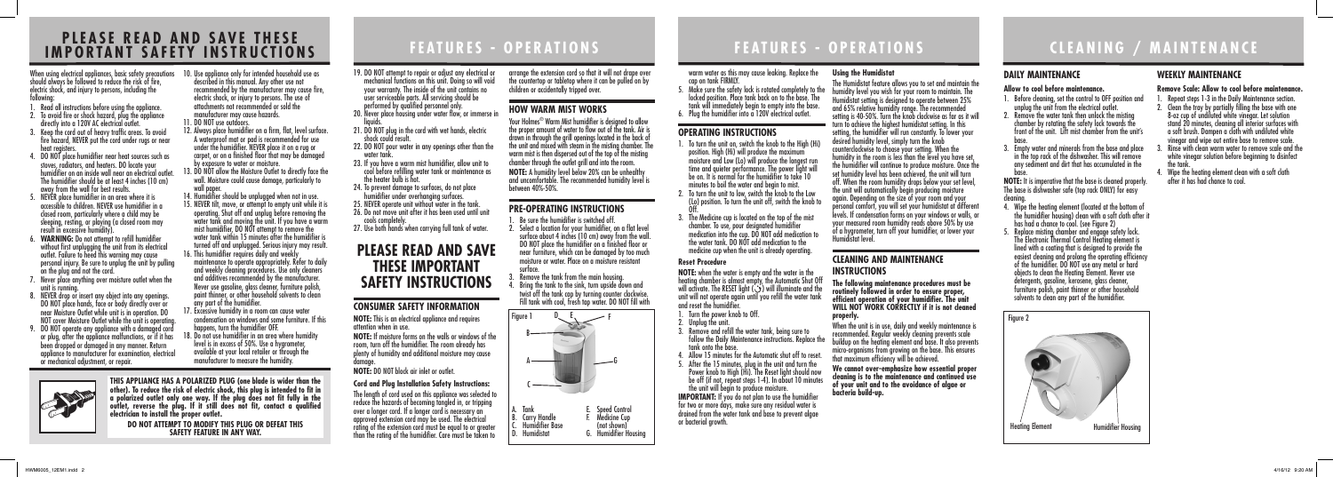# PLEASE READ AND SAVE THESE IMPORTANT SAFETY INSTRUCTIONS

When using electrical appliances, basic safety precautions should always be followed to reduce the risk of fire, electric shock, and injury to persons, including the following:

1. Read all instructions before using the appliance.
2. To avoid fire or shock hazard, plug the appliance directly into a 120V AC electrical outlet.
3. Keep the cord out of heavy traffic areas. To avoid fire hazard, NEVER put the cord under rugs or near heat registers.
4. DO NOT place humidifier near heat sources such as stoves, radiators, and heaters. DO locate your humidifier on an inside wall near an electrical outlet. The humidifier should be at least 4 inches (10 cm) away from the wall for best results.
5. NEVER place humidifier in an area where it is accessible to children. NEVER use humidifier in a closed room, particularly where a child may be sleeping, resting, or playing (a closed room may result in excessive humidity).
6. **WARNING:** Do not attempt to refill humidifier without first unplugging the unit from its electrical outlet. Failure to heed this warning may cause personal injury. Be sure to unplug the unit by pulling on the plug and not the cord.
7. Never place anything over moisture outlet when the unit is running.
8. NEVER drop or insert any object into any openings. DO NOT place hands, face or body directly over or near Moisture Outlet while unit is in operation. DO NOT cover Moisture Outlet while the unit is operating.
9. DO NOT operate any appliance with a damaged cord or plug, after the appliance malfunctions, or if it has been dropped or damaged in any manner. Return appliance to manufacturer for examination, electrical or mechanical adjustment, or repair.
10. Use appliance only for intended household use as described in this manual. Any other use not recommended by the manufacturer may cause fire, electric shock, or injury to persons. The use of attachments not recommended or sold the manufacturer may cause hazards.
11. DO NOT use outdoors.
12. Always place humidifier on a firm, flat, level surface. A waterproof mat or pad is recommended for use under the humidifier. NEVER place it on a rug or carpet, or on a finished floor that may be damaged by exposure to water or moisture.
13. DO NOT allow the Moisture Outlet to directly face the wall. Moisture could cause damage, particularly to wall paper.
14. Humidifier should be unplugged when not in use.
15. NEVER tilt, move, or attempt to empty unit while it is operating. Shut off and unplug before removing the water tank and moving the unit. If you have a warm mist humidifier, DO NOT attempt to remove the water tank within 15 minutes after the humidifier is turned off and unplugged. Serious injury may result.
16. This humidifier requires daily and weekly maintenance to operate appropriately. Refer to daily and weekly cleaning procedures. Use only cleaners and additives recommended by the manufacturer. Never use gasoline, glass cleaner, furniture polish, paint thinner, or other household solvents to clean any part of the humidifier.
17. Excessive humidity in a room can cause water condensation on windows and some furniture. If this happens, turn the humidifier OFF.
18. Do not use humidifier in an area where humidity level is in excess of 50%. Use a hygrometer, available at your local retailer or through the manufacturer to measure the humidity.
19. DO NOT attempt to repair or adjust any electrical or mechanical functions on this unit. Doing so will void your warranty. The inside of the unit contains no user serviceable parts. All servicing should be performed by qualified personnel only.
20. Never place housing under water flow, or immerse in liquids.
21. DO NOT plug in the cord with wet hands, electric shock could result.
22. DO NOT put water in any openings other than the water tank.
23. If you have a warm mist humidifier, allow unit to cool before refilling water tank or maintenance as the heater bulb is hot.
24. To prevent damage to surfaces, do not place humidifier under overhanging surfaces.
25. NEVER operate unit without water in the tank.
26. Do not move unit after it has been used until unit cools completely.
27. Use both hands when carrying full tank of water.

**THIS APPLIANCE HAS A POLARIZED PLUG (one blade is wider than the other). To reduce the risk of electric shock, this plug is intended to fit in a polarized outlet only one way. If the plug does not fit fully in the outlet, reverse the plug. If it still does not fit, contact a qualified electrician to install the proper outlet.**

**DO NOT ATTEMPT TO MODIFY THIS PLUG OR DEFEAT THIS SAFETY FEATURE IN ANY WAY.**

# PLEASE READ AND SAVE THESE IMPORTANT SAFETY INSTRUCTIONS

## CONSUMER SAFETY INFORMATION

**NOTE:** This is an electrical appliance and requires attention when in use.

**NOTE:** If moisture forms on the walls or windows of the room, turn off the humidifier. The room already has plenty of humidity and additional moisture may cause damage.

**NOTE:** DO NOT block air inlet or outlet.

### Cord and Plug Installation Safety Instructions:

The length of cord used on this appliance was selected to reduce the hazards of becoming tangled in, or tripping over a longer cord. If a longer cord is necessary an approved extension cord may be used. The electrical rating of the extension cord must be equal to or greater than the rating of the humidifier. Care must be taken to arrange the extension cord so that it will not drape over the countertop or tabletop where it can be pulled on by children or accidentally tripped over.

# FEATURES - OPERATIONS

## HOW WARM MIST WORKS

Your Holmes© Warm Mist humidifier is designed to allow the proper amount of water to flow out of the tank. Air is drawn in through the grill openings located in the back of the unit and mixed with steam in the misting chamber. The warm mist is then dispersed out of the top of the misting chamber through the outlet grill and into the room.

**NOTE:** A humidity level below 20% can be unhealthy and uncomfortable. The recommended humidity level is between 40%-50%.

## PRE-OPERATING INSTRUCTIONS

1. Be sure the humidifier is switched off.
2. Select a location for your humidifier, on a flat level surface about 4 inches (10 cm) away from the wall. DO NOT place the humidifier on a finished floor or near furniture, which can be damaged by too much moisture or water. Place on a moisture resistant surface.
3. Remove the tank from the main housing.
4. Bring the tank to the sink, turn upside down and twist off the tank cap by turning counter clockwise. Fill tank with cool, fresh tap water. DO NOT fill with warm water as this may cause leaking. Replace the cap on tank FIRMLY.
5. Make sure the safety lock is rotated completely to the locked position. Place tank back on to the base. The tank will immediately begin to empty into the base.
6. Plug the humidifier into a 120V electrical outlet.

Figure 1

A. Tank
B. Carry Handle
C. Humidifier Base
D. Humidistat
E. Speed Control
F. Medicine Cup (not shown)
G. Humidifier Housing

## OPERATING INSTRUCTIONS

1. To turn the unit on, switch the knob to the High (Hi) position. High (Hi) will produce the maximum moisture and Low (Lo) will produce the longest run time and quieter performance. The power light will be on. It is normal for the humidifier to take 10 minutes to boil the water and begin to mist.
2. To turn the unit to low, switch the knob to the Low (Lo) position. To turn the unit off, switch the knob to Off.
3. The Medicine cup is located on the top of the mist chamber. To use, pour designated humidifier medication into the cup. DO NOT add medication to the water tank. DO NOT add medication to the medicine cup when the unit is already operating.

### Reset Procedure

**NOTE:** when the water is empty and the water in the heating chamber is almost empty, the Automatic Shut Off will activate. The RESET light (↻) will illuminate and the unit will not operate again until you refill the water tank and reset the humidifier.

1. Turn the power knob to Off.
2. Unplug the unit.
3. Remove and refill the water tank, being sure to follow the Daily Maintenance instructions. Replace the tank onto the base.
4. Allow 15 minutes for the Automatic shut off to reset.
5. After the 15 minutes, plug in the unit and turn the Power knob to High (Hi). The Reset light should now be off (if not, repeat steps 1-4). In about 10 minutes the unit will begin to produce moisture.

**IMPORTANT:** If you do not plan to use the humidifier for two or more days, make sure any residual water is drained from the water tank and base to prevent algae or bacterial growth.

### Using the Humidistat

The Humidistat feature allows you to set and maintain the humidity level you wish for your room to maintain. The Humidistat setting is designed to operate between 25% and 65% relative humidity range. The recommended setting is 40-50%. Turn the knob clockwise as far as it will turn to achieve the highest humidistat setting. In this setting, the humidifier will run constantly. To lower your desired humidity level, simply turn the knob counterclockwise to choose your setting. When the humidity in the room is less than the level you have set, the humidifier will continue to produce moisture. Once the set humidity level has been achieved, the unit will turn off. When the room humidity drops below your set level, the unit will automatically begin producing moisture again. Depending on the size of your room and your personal comfort, you will set your humidistat at different levels. If condensation forms on your windows or walls, or your measured room humidity reads above 50% by use of a hygrometer, turn off your humidifier, or lower your Humidistat level.

## CLEANING AND MAINTENANCE INSTRUCTIONS

**The following maintenance procedures must be routinely followed in order to ensure proper, efficient operation of your humidifier. The unit WILL NOT WORK CORRECTLY if it is not cleaned properly.**

When the unit is in use, daily and weekly maintenance is recommended. Regular weekly cleaning prevents scale buildup on the heating element and base. It also prevents micro-organisms from growing on the base. This ensures that maximum efficiency will be achieved.

**We cannot over-emphasize how essential proper cleaning is to the maintenance and continued use of your unit and to the avoidance of algae or bacteria build-up.**

# CLEANING / MAINTENANCE

## DAILY MAINTENANCE

### Allow to cool before maintenance.

1. Before cleaning, set the control to OFF position and unplug the unit from the electrical outlet.
2. Remove the water tank then unlock the misting chamber by rotating the safety lock towards the front of the unit. Lift mist chamber from the unit's base.
3. Empty water and minerals from the base and place in the top rack of the dishwasher. This will remove any sediment and dirt that has accumulated in the base.

**NOTE:** It is imperative that the base is cleaned properly. The base is dishwasher safe (top rack ONLY) for easy cleaning.

4. Wipe the heating element (located at the bottom of the humidifier housing) clean with a soft cloth after it has had a chance to cool. (See Figure 2)
5. Replace misting chamber and engage safety lock. The Electronic Thermal Control Heating element is lined with a coating that is designed to provide the easiest cleaning and prolong the operating efficiency of the humidifier. DO NOT use any metal or hard objects to clean the Heating Element. Never use detergents, gasoline, kerosene, glass cleaner, furniture polish, paint thinner or other household solvents to clean any part of the humidifier.

## WEEKLY MAINTENANCE

### Remove Scale: Allow to cool before maintenance.

1. Repeat steps 1-3 in the Daily Maintenance section.
2. Clean the tray by partially filling the base with one 8-oz cup of undiluted white vinegar. Let solution stand 20 minutes, cleaning all interior surfaces with a soft brush. Dampen a cloth with undiluted white vinegar and wipe out entire base to remove scale.
3. Rinse with clean warm water to remove scale and the white vinegar solution before beginning to disinfect the tank.
4. Wipe the heating element clean with a soft cloth after it has had chance to cool.

Figure 2

Heating Element

Humidifier Housing